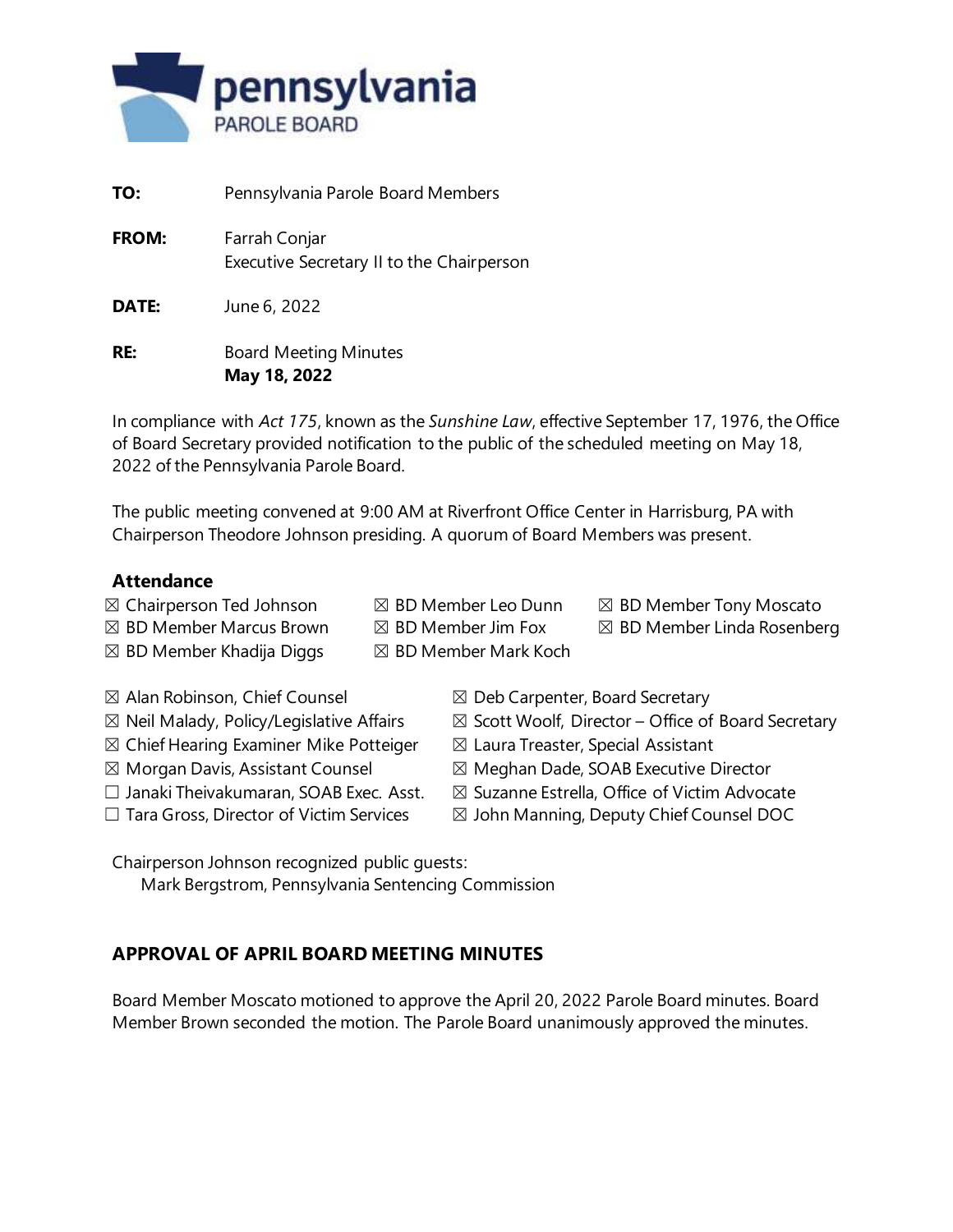**TO:** Pennsylvania Parole Board Members

**FROM:** Farrah Conjar
Executive Secretary II to the Chairperson

**DATE:** June 6, 2022

**RE:** Board Meeting Minutes
**May 18, 2022**

In compliance with *Act 175*, known as the *Sunshine Law*, effective September 17, 1976, the Office of Board Secretary provided notification to the public of the scheduled meeting on May 18, 2022 of the Pennsylvania Parole Board.

The public meeting convened at 9:00 AM at Riverfront Office Center in Harrisburg, PA with Chairperson Theodore Johnson presiding. A quorum of Board Members was present.

### Attendance

☒ Chairperson Ted Johnson
☒ BD Member Marcus Brown
☒ BD Member Khadija Diggs
☒ BD Member Leo Dunn
☒ BD Member Jim Fox
☒ BD Member Mark Koch
☒ BD Member Tony Moscato
☒ BD Member Linda Rosenberg

☒ Alan Robinson, Chief Counsel
☒ Neil Malady, Policy/Legislative Affairs
☒ Chief Hearing Examiner Mike Potteiger
☒ Morgan Davis, Assistant Counsel
☐ Janaki Theivakumaran, SOAB Exec. Asst.
☐ Tara Gross, Director of Victim Services
☒ Deb Carpenter, Board Secretary
☒ Scott Woolf, Director – Office of Board Secretary
☒ Laura Treaster, Special Assistant
☒ Meghan Dade, SOAB Executive Director
☒ Suzanne Estrella, Office of Victim Advocate
☒ John Manning, Deputy Chief Counsel DOC

Chairperson Johnson recognized public guests:
Mark Bergstrom, Pennsylvania Sentencing Commission

## APPROVAL OF APRIL BOARD MEETING MINUTES

Board Member Moscato motioned to approve the April 20, 2022 Parole Board minutes. Board Member Brown seconded the motion. The Parole Board unanimously approved the minutes.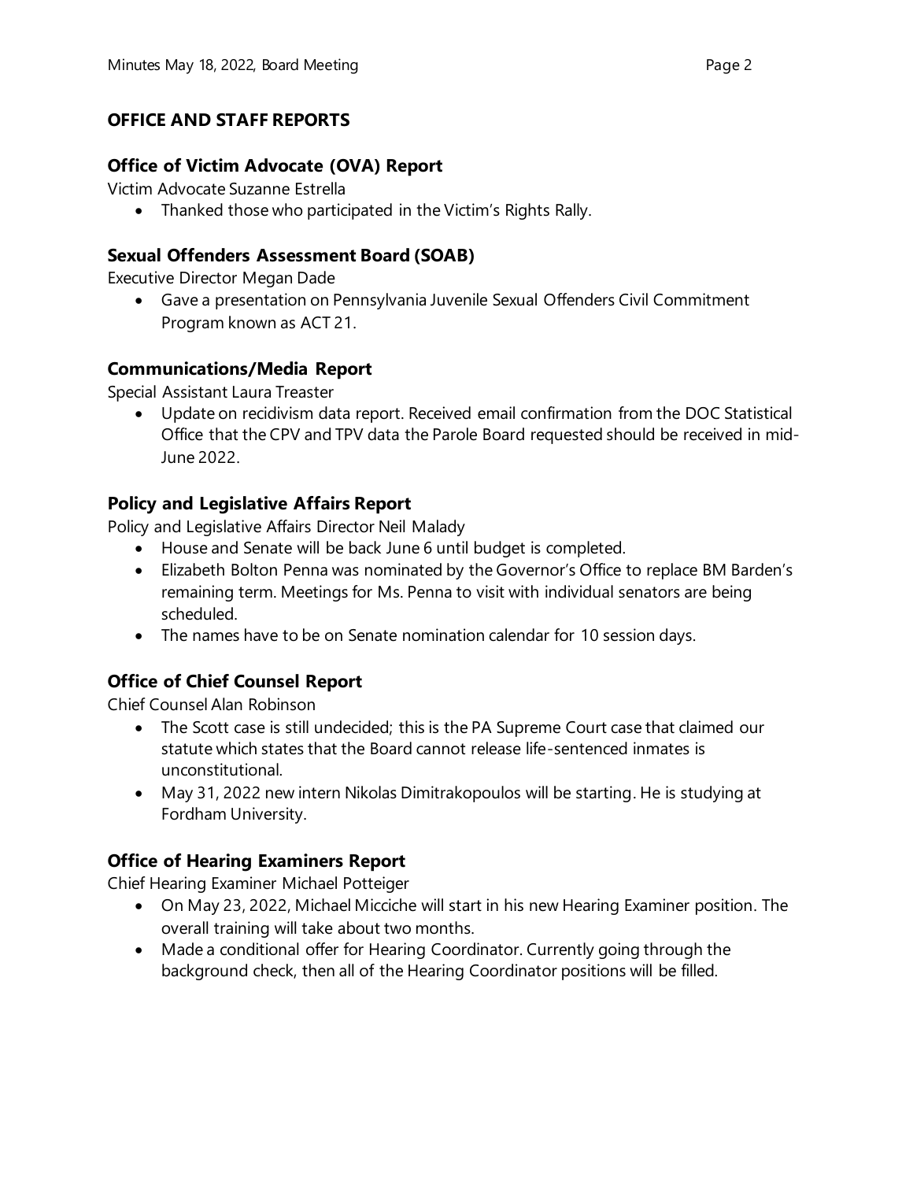## OFFICE AND STAFF REPORTS

### Office of Victim Advocate (OVA) Report

Victim Advocate Suzanne Estrella

- Thanked those who participated in the Victim's Rights Rally.

### Sexual Offenders Assessment Board (SOAB)

Executive Director Megan Dade

- Gave a presentation on Pennsylvania Juvenile Sexual Offenders Civil Commitment Program known as ACT 21.

### Communications/Media Report

Special Assistant Laura Treaster

- Update on recidivism data report. Received email confirmation from the DOC Statistical Office that the CPV and TPV data the Parole Board requested should be received in mid-June 2022.

### Policy and Legislative Affairs Report

Policy and Legislative Affairs Director Neil Malady

- House and Senate will be back June 6 until budget is completed.
- Elizabeth Bolton Penna was nominated by the Governor's Office to replace BM Barden's remaining term. Meetings for Ms. Penna to visit with individual senators are being scheduled.
- The names have to be on Senate nomination calendar for 10 session days.

### Office of Chief Counsel Report

Chief Counsel Alan Robinson

- The Scott case is still undecided; this is the PA Supreme Court case that claimed our statute which states that the Board cannot release life-sentenced inmates is unconstitutional.
- May 31, 2022 new intern Nikolas Dimitrakopoulos will be starting. He is studying at Fordham University.

### Office of Hearing Examiners Report

Chief Hearing Examiner Michael Potteiger

- On May 23, 2022, Michael Micciche will start in his new Hearing Examiner position. The overall training will take about two months.
- Made a conditional offer for Hearing Coordinator. Currently going through the background check, then all of the Hearing Coordinator positions will be filled.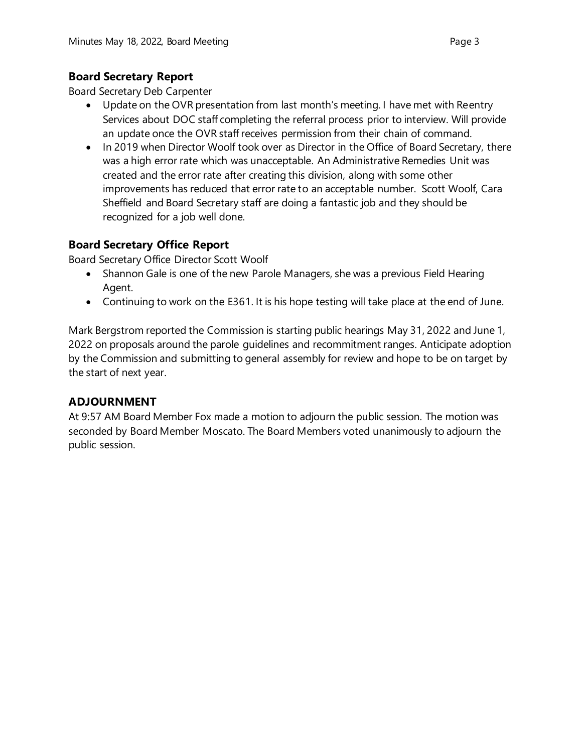## Board Secretary Report

Board Secretary Deb Carpenter

- Update on the OVR presentation from last month's meeting. I have met with Reentry Services about DOC staff completing the referral process prior to interview. Will provide an update once the OVR staff receives permission from their chain of command.
- In 2019 when Director Woolf took over as Director in the Office of Board Secretary, there was a high error rate which was unacceptable. An Administrative Remedies Unit was created and the error rate after creating this division, along with some other improvements has reduced that error rate to an acceptable number. Scott Woolf, Cara Sheffield and Board Secretary staff are doing a fantastic job and they should be recognized for a job well done.

## Board Secretary Office Report

Board Secretary Office Director Scott Woolf

- Shannon Gale is one of the new Parole Managers, she was a previous Field Hearing Agent.
- Continuing to work on the E361. It is his hope testing will take place at the end of June.

Mark Bergstrom reported the Commission is starting public hearings May 31, 2022 and June 1, 2022 on proposals around the parole guidelines and recommitment ranges. Anticipate adoption by the Commission and submitting to general assembly for review and hope to be on target by the start of next year.

## ADJOURNMENT

At 9:57 AM Board Member Fox made a motion to adjourn the public session. The motion was seconded by Board Member Moscato. The Board Members voted unanimously to adjourn the public session.